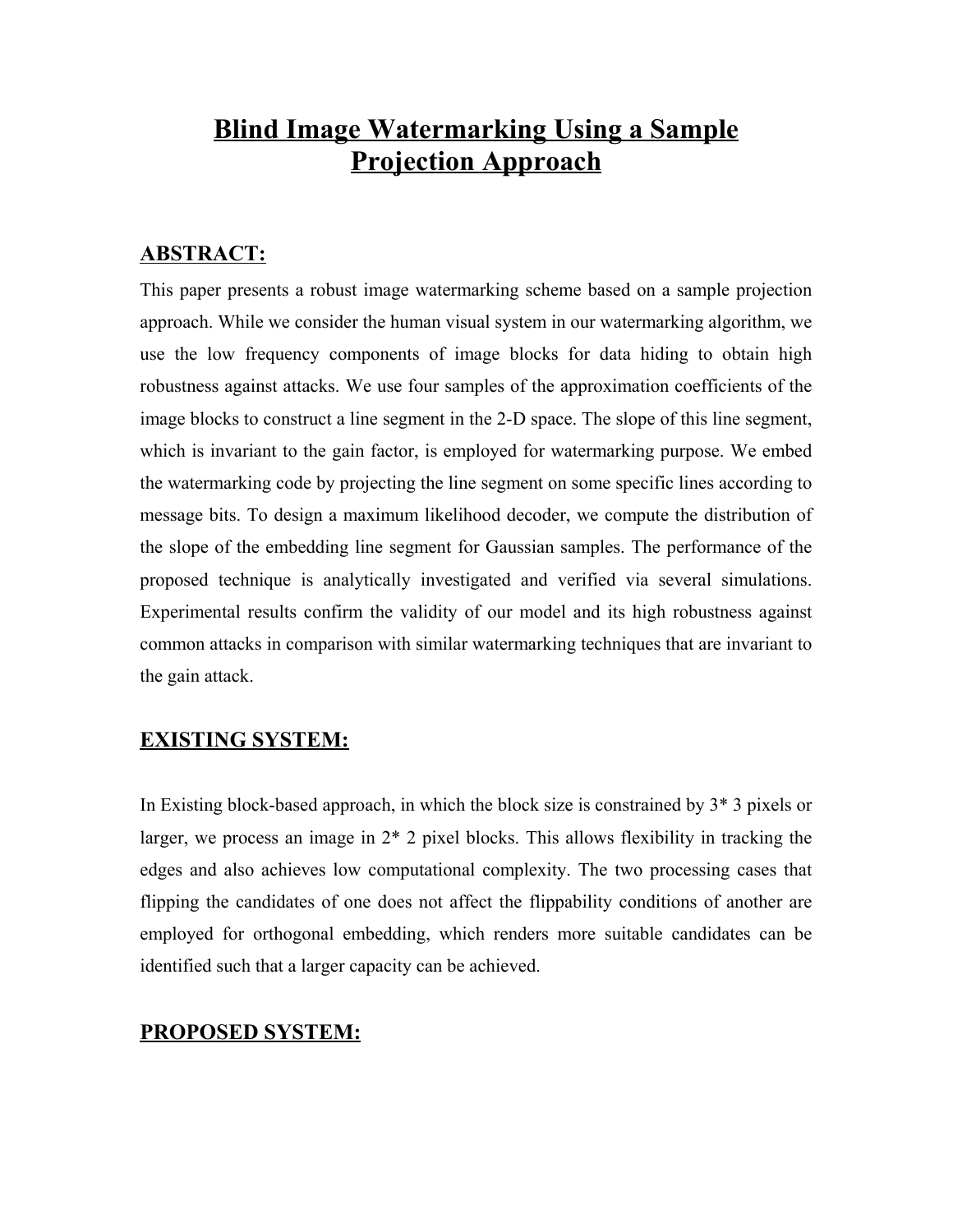# Blind Image Watermarking Using a Sample Projection Approach

## ABSTRACT:

This paper presents a robust image watermarking scheme based on a sample projection approach. While we consider the human visual system in our watermarking algorithm, we use the low frequency components of image blocks for data hiding to obtain high robustness against attacks. We use four samples of the approximation coefficients of the image blocks to construct a line segment in the 2-D space. The slope of this line segment, which is invariant to the gain factor, is employed for watermarking purpose. We embed the watermarking code by projecting the line segment on some specific lines according to message bits. To design a maximum likelihood decoder, we compute the distribution of the slope of the embedding line segment for Gaussian samples. The performance of the proposed technique is analytically investigated and verified via several simulations. Experimental results confirm the validity of our model and its high robustness against common attacks in comparison with similar watermarking techniques that are invariant to the gain attack.

## EXISTING SYSTEM:

In Existing block-based approach, in which the block size is constrained by 3* 3 pixels or larger, we process an image in 2* 2 pixel blocks. This allows flexibility in tracking the edges and also achieves low computational complexity. The two processing cases that flipping the candidates of one does not affect the flippability conditions of another are employed for orthogonal embedding, which renders more suitable candidates can be identified such that a larger capacity can be achieved.

## PROPOSED SYSTEM: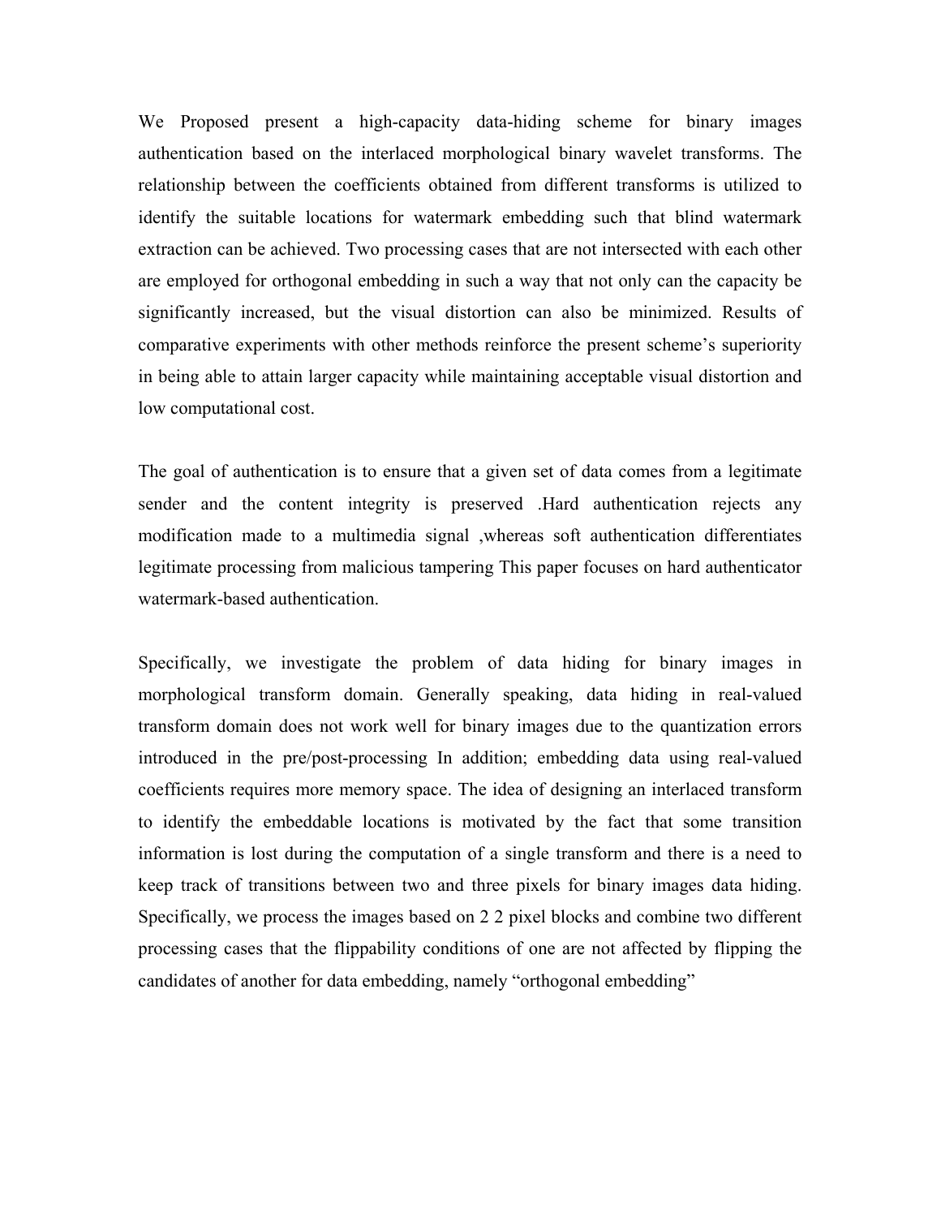We Proposed present a high-capacity data-hiding scheme for binary images authentication based on the interlaced morphological binary wavelet transforms. The relationship between the coefficients obtained from different transforms is utilized to identify the suitable locations for watermark embedding such that blind watermark extraction can be achieved. Two processing cases that are not intersected with each other are employed for orthogonal embedding in such a way that not only can the capacity be significantly increased, but the visual distortion can also be minimized. Results of comparative experiments with other methods reinforce the present scheme's superiority in being able to attain larger capacity while maintaining acceptable visual distortion and low computational cost.

The goal of authentication is to ensure that a given set of data comes from a legitimate sender and the content integrity is preserved .Hard authentication rejects any modification made to a multimedia signal ,whereas soft authentication differentiates legitimate processing from malicious tampering This paper focuses on hard authenticator watermark-based authentication.

Specifically, we investigate the problem of data hiding for binary images in morphological transform domain. Generally speaking, data hiding in real-valued transform domain does not work well for binary images due to the quantization errors introduced in the pre/post-processing In addition; embedding data using real-valued coefficients requires more memory space. The idea of designing an interlaced transform to identify the embeddable locations is motivated by the fact that some transition information is lost during the computation of a single transform and there is a need to keep track of transitions between two and three pixels for binary images data hiding. Specifically, we process the images based on 2 2 pixel blocks and combine two different processing cases that the flippability conditions of one are not affected by flipping the candidates of another for data embedding, namely "orthogonal embedding"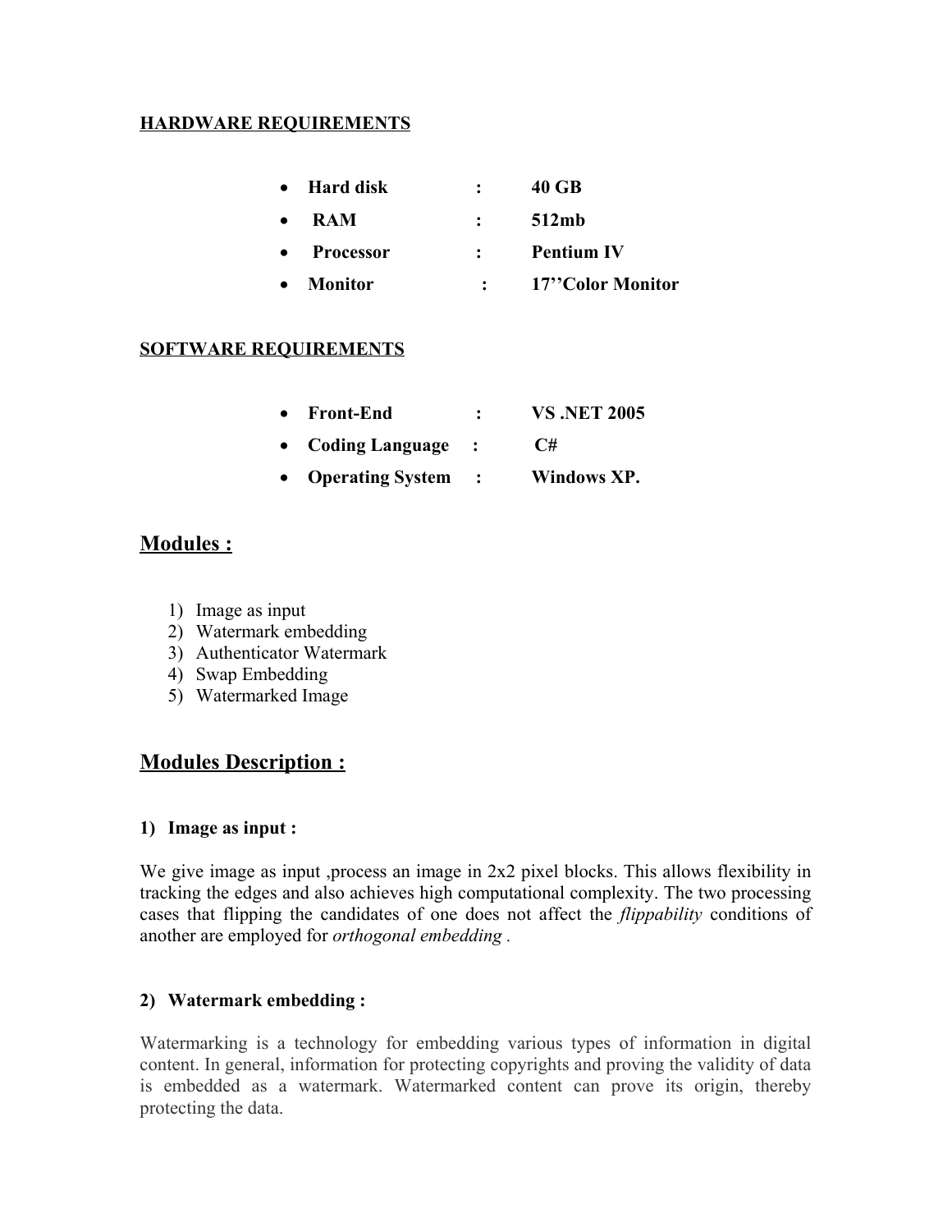**HARDWARE REQUIREMENTS**

- **Hard disk : 40 GB**
- **RAM : 512mb**
- **Processor : Pentium IV**
- **Monitor : 17''Color Monitor**

**SOFTWARE REQUIREMENTS**

- **Front-End : VS .NET 2005**
- **Coding Language : C#**
- **Operating System : Windows XP.**

## Modules :

1) Image as input
2) Watermark embedding
3) Authenticator Watermark
4) Swap Embedding
5) Watermarked Image

## Modules Description :

**1) Image as input :**

We give image as input ,process an image in 2x2 pixel blocks. This allows flexibility in tracking the edges and also achieves high computational complexity. The two processing cases that flipping the candidates of one does not affect the *flippability* conditions of another are employed for *orthogonal embedding* .

**2) Watermark embedding :**

Watermarking is a technology for embedding various types of information in digital content. In general, information for protecting copyrights and proving the validity of data is embedded as a watermark. Watermarked content can prove its origin, thereby protecting the data.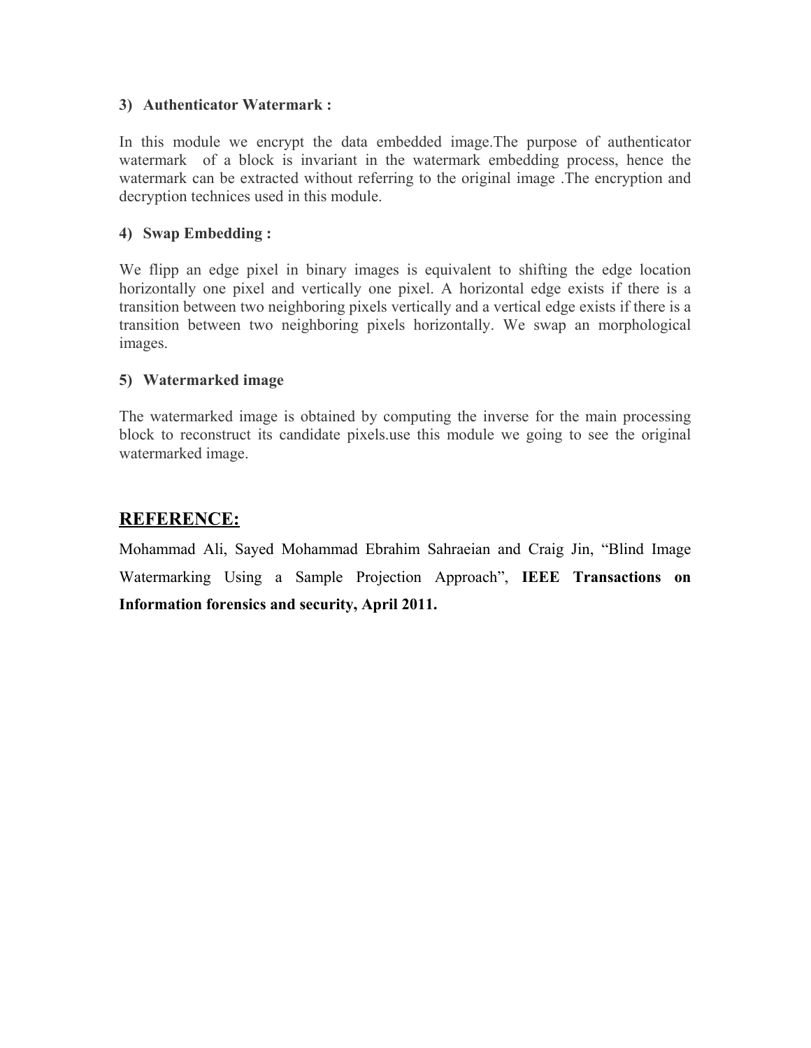### 3) Authenticator Watermark :

In this module we encrypt the data embedded image.The purpose of authenticator watermark of a block is invariant in the watermark embedding process, hence the watermark can be extracted without referring to the original image .The encryption and decryption technices used in this module.

### 4) Swap Embedding :

We flipp an edge pixel in binary images is equivalent to shifting the edge location horizontally one pixel and vertically one pixel. A horizontal edge exists if there is a transition between two neighboring pixels vertically and a vertical edge exists if there is a transition between two neighboring pixels horizontally. We swap an morphological images.

### 5) Watermarked image

The watermarked image is obtained by computing the inverse for the main processing block to reconstruct its candidate pixels.use this module we going to see the original watermarked image.

## REFERENCE:

Mohammad Ali, Sayed Mohammad Ebrahim Sahraeian and Craig Jin, "Blind Image Watermarking Using a Sample Projection Approach", **IEEE Transactions on Information forensics and security, April 2011.**